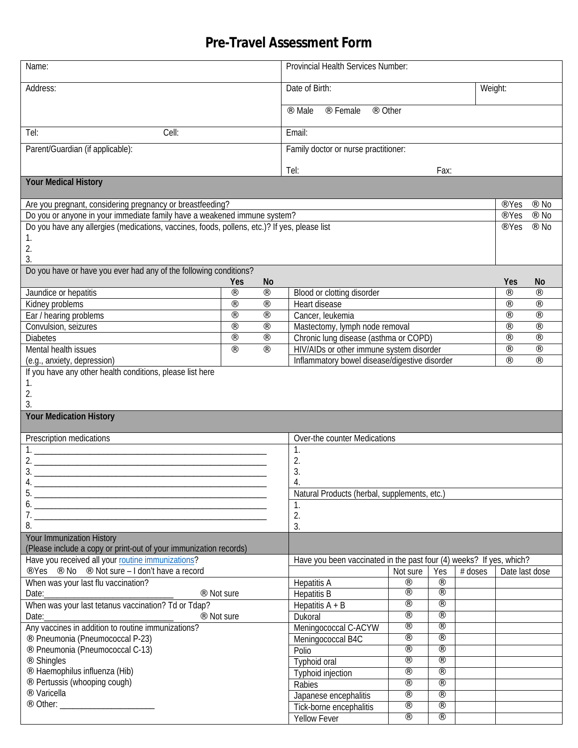# Pre-Travel Assessment Form

| | |
|---|---|
| Name: | Provincial Health Services Number: |
| Address: | Date of Birth: / Weight: |
| | ® Male ® Female ® Other |
| Tel: / Cell: | Email: |
| Parent/Guardian (if applicable): | Family doctor or nurse practitioner: Tel: / Fax: |

## Your Medical History

| | |
|---|---|
| Are you pregnant, considering pregnancy or breastfeeding? | ®Yes ® No |
| Do you or anyone in your immediate family have a weakened immune system? | ®Yes ® No |
| Do you have any allergies (medications, vaccines, foods, pollens, etc.)? If yes, please list<br>1.<br>2.<br>3. | ®Yes ® No |

Do you have or have you ever had any of the following conditions?

| | Yes | No | | Yes | No |
|---|---|---|---|---|---|
| Jaundice or hepatitis | ® | ® | Blood or clotting disorder | ® | ® |
| Kidney problems | ® | ® | Heart disease | ® | ® |
| Ear / hearing problems | ® | ® | Cancer, leukemia | ® | ® |
| Convulsion, seizures | ® | ® | Mastectomy, lymph node removal | ® | ® |
| Diabetes | ® | ® | Chronic lung disease (asthma or COPD) | ® | ® |
| Mental health issues (e.g., anxiety, depression) | ® | ® | HIV/AIDs or other immune system disorder | ® | ® |
| | | | Inflammatory bowel disease/digestive disorder | ® | ® |

If you have any other health conditions, please list here
1.
2.
3.

## Your Medication History

| Prescription medications | Over-the counter Medications |
|---|---|
| 1. ______________________ | 1. |
| 2. ______________________ | 2. |
| 3. ______________________ | 3. |
| 4. ______________________ | 4. |
| 5. ______________________ | Natural Products (herbal, supplements, etc.) |
| 6. ______________________ | 1. |
| 7. ______________________ | 2. |
| 8. | 3. |

## Your Immunization History
(Please include a copy or print-out of your immunization records)

Have you received all your routine immunizations?
®Yes ® No ® Not sure – I don't have a record

When was your last flu vaccination?
Date:______________________ ® Not sure

When was your last tetanus vaccination? Td or Tdap?
Date:______________________ ® Not sure

Any vaccines in addition to routine immunizations?
® Pneumonia (Pneumococcal P-23)
® Pneumonia (Pneumococcal C-13)
® Shingles
® Haemophilus influenza (Hib)
® Pertussis (whooping cough)
® Varicella
® Other: ______________________

Have you been vaccinated in the past four (4) weeks? If yes, which?

| | Not sure | Yes | # doses | Date last dose |
|---|---|---|---|---|
| Hepatitis A | ® | ® | | |
| Hepatitis B | ® | ® | | |
| Hepatitis A + B | ® | ® | | |
| Dukoral | ® | ® | | |
| Meningococcal C-ACYW | ® | ® | | |
| Meningococcal B4C | ® | ® | | |
| Polio | ® | ® | | |
| Typhoid oral | ® | ® | | |
| Typhoid injection | ® | ® | | |
| Rabies | ® | ® | | |
| Japanese encephalitis | ® | ® | | |
| Tick-borne encephalitis | ® | ® | | |
| Yellow Fever | ® | ® | | |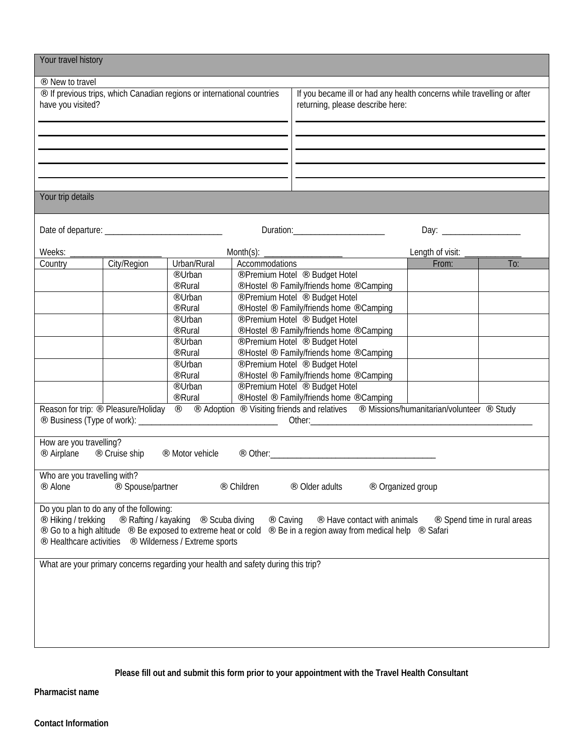## Your travel history

® New to travel

® If previous trips, which Canadian regions or international countries have you visited?

_______________________________________________
_______________________________________________
_______________________________________________
_______________________________________________
_______________________________________________

If you became ill or had any health concerns while travelling or after returning, please describe here:

_______________________________________________
_______________________________________________
_______________________________________________
_______________________________________________
_______________________________________________

## Your trip details

Date of departure: ___________________________ Duration:_____________________ Day: __________________

Weeks: _____________________ Month(s): __________________ Length of visit: ______________

| Country | City/Region | Urban/Rural | Accommodations | From: | To: |
|---|---|---|---|---|---|
| | | ®Urban ®Rural | ®Premium Hotel ® Budget Hotel ®Hostel ® Family/friends home ®Camping | | |
| | | ®Urban ®Rural | ®Premium Hotel ® Budget Hotel ®Hostel ® Family/friends home ®Camping | | |
| | | ®Urban ®Rural | ®Premium Hotel ® Budget Hotel ®Hostel ® Family/friends home ®Camping | | |
| | | ®Urban ®Rural | ®Premium Hotel ® Budget Hotel ®Hostel ® Family/friends home ®Camping | | |
| | | ®Urban ®Rural | ®Premium Hotel ® Budget Hotel ®Hostel ® Family/friends home ®Camping | | |
| | | ®Urban ®Rural | ®Premium Hotel ® Budget Hotel ®Hostel ® Family/friends home ®Camping | | |

Reason for trip: ® Pleasure/Holiday ® ® Adoption ® Visiting friends and relatives ® Missions/humanitarian/volunteer ® Study
® Business (Type of work): ________________________________ Other:_____________________________________________________

How are you travelling?
® Airplane ® Cruise ship ® Motor vehicle ® Other:_____________________________________

Who are you travelling with?
® Alone ® Spouse/partner ® Children ® Older adults ® Organized group

Do you plan to do any of the following:
® Hiking / trekking ® Rafting / kayaking ® Scuba diving ® Caving ® Have contact with animals ® Spend time in rural areas
® Go to a high altitude ® Be exposed to extreme heat or cold ® Be in a region away from medical help ® Safari
® Healthcare activities ® Wilderness / Extreme sports

What are your primary concerns regarding your health and safety during this trip?

**Please fill out and submit this form prior to your appointment with the Travel Health Consultant**

**Pharmacist name**

**Contact Information**